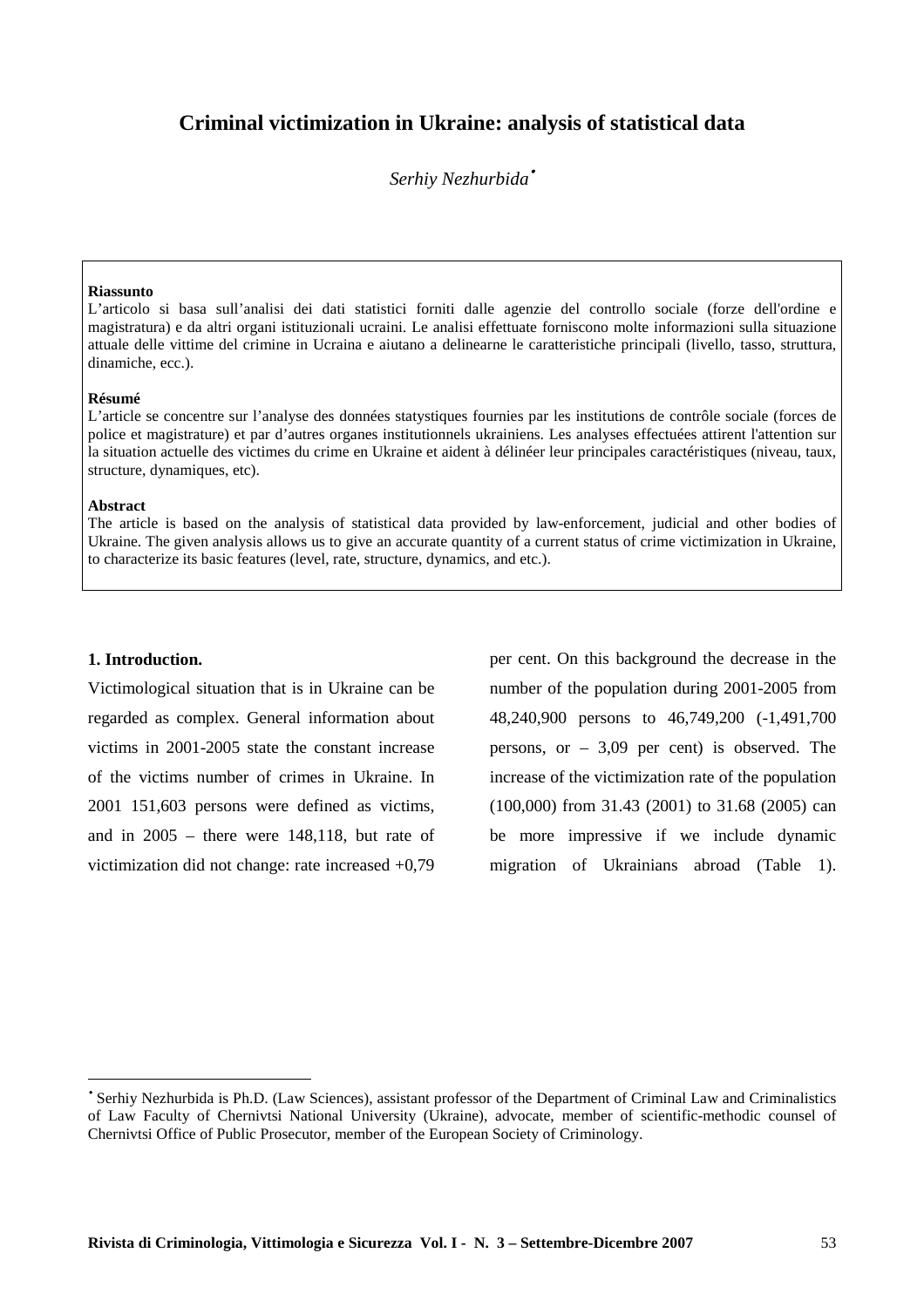# Criminal victimization in Ukraine: analysis of statistical data

*Serhiy Nezhurbida*[•]

**Riassunto**

L'articolo si basa sull'analisi dei dati statistici forniti dalle agenzie del controllo sociale (forze dell'ordine e magistratura) e da altri organi istituzionali ucraini. Le analisi effettuate forniscono molte informazioni sulla situazione attuale delle vittime del crimine in Ucraina e aiutano a delinearne le caratteristiche principali (livello, tasso, struttura, dinamiche, ecc.).

**Résumé**

L'article se concentre sur l'analyse des données statystiques fournies par les institutions de contrôle sociale (forces de police et magistrature) et par d'autres organes institutionnels ukrainiens. Les analyses effectuées attirent l'attention sur la situation actuelle des victimes du crime en Ukraine et aident à délinéer leur principales caractéristiques (niveau, taux, structure, dynamiques, etc).

**Abstract**

The article is based on the analysis of statistical data provided by law-enforcement, judicial and other bodies of Ukraine. The given analysis allows us to give an accurate quantity of a current status of crime victimization in Ukraine, to characterize its basic features (level, rate, structure, dynamics, and etc.).

## 1. Introduction.

Victimological situation that is in Ukraine can be regarded as complex. General information about victims in 2001-2005 state the constant increase of the victims number of crimes in Ukraine. In 2001 151,603 persons were defined as victims, and in 2005 – there were 148,118, but rate of victimization did not change: rate increased +0,79 per cent. On this background the decrease in the number of the population during 2001-2005 from 48,240,900 persons to 46,749,200 (-1,491,700 persons, or – 3,09 per cent) is observed. The increase of the victimization rate of the population (100,000) from 31.43 (2001) to 31.68 (2005) can be more impressive if we include dynamic migration of Ukrainians abroad (Table 1).

[•] Serhiy Nezhurbida is Ph.D. (Law Sciences), assistant professor of the Department of Criminal Law and Criminalistics of Law Faculty of Chernivtsi National University (Ukraine), advocate, member of scientific-methodic counsel of Chernivtsi Office of Public Prosecutor, member of the European Society of Criminology.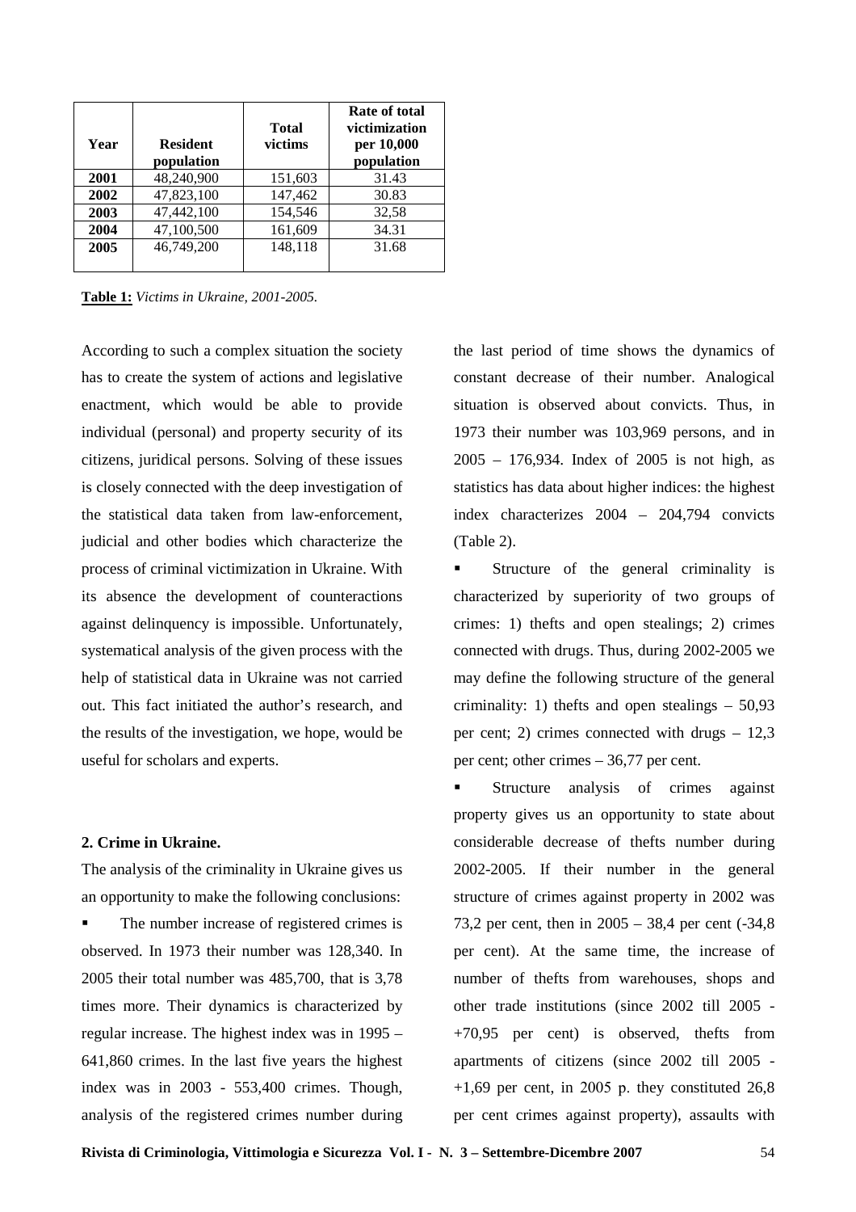| Year | Resident population | Total victims | Rate of total victimization per 10,000 population |
|---|---|---|---|
| **2001** | 48,240,900 | 151,603 | 31.43 |
| **2002** | 47,823,100 | 147,462 | 30.83 |
| **2003** | 47,442,100 | 154,546 | 32,58 |
| **2004** | 47,100,500 | 161,609 | 34.31 |
| **2005** | 46,749,200 | 148,118 | 31.68 |

**Table 1:** *Victims in Ukraine, 2001-2005.*

According to such a complex situation the society has to create the system of actions and legislative enactment, which would be able to provide individual (personal) and property security of its citizens, juridical persons. Solving of these issues is closely connected with the deep investigation of the statistical data taken from law-enforcement, judicial and other bodies which characterize the process of criminal victimization in Ukraine. With its absence the development of counteractions against delinquency is impossible. Unfortunately, systematical analysis of the given process with the help of statistical data in Ukraine was not carried out. This fact initiated the author's research, and the results of the investigation, we hope, would be useful for scholars and experts.

## 2. Crime in Ukraine.

The analysis of the criminality in Ukraine gives us an opportunity to make the following conclusions:

- The number increase of registered crimes is observed. In 1973 their number was 128,340. In 2005 their total number was 485,700, that is 3,78 times more. Their dynamics is characterized by regular increase. The highest index was in 1995 – 641,860 crimes. In the last five years the highest index was in 2003 - 553,400 crimes. Though, analysis of the registered crimes number during the last period of time shows the dynamics of constant decrease of their number. Analogical situation is observed about convicts. Thus, in 1973 their number was 103,969 persons, and in 2005 – 176,934. Index of 2005 is not high, as statistics has data about higher indices: the highest index characterizes 2004 – 204,794 convicts (Table 2).
- Structure of the general criminality is characterized by superiority of two groups of crimes: 1) thefts and open stealings; 2) crimes connected with drugs. Thus, during 2002-2005 we may define the following structure of the general criminality: 1) thefts and open stealings – 50,93 per cent; 2) crimes connected with drugs – 12,3 per cent; other crimes – 36,77 per cent.
- Structure analysis of crimes against property gives us an opportunity to state about considerable decrease of thefts number during 2002-2005. If their number in the general structure of crimes against property in 2002 was 73,2 per cent, then in 2005 – 38,4 per cent (-34,8 per cent). At the same time, the increase of number of thefts from warehouses, shops and other trade institutions (since 2002 till 2005 - +70,95 per cent) is observed, thefts from apartments of citizens (since 2002 till 2005 - +1,69 per cent, in 2005 p. they constituted 26,8 per cent crimes against property), assaults with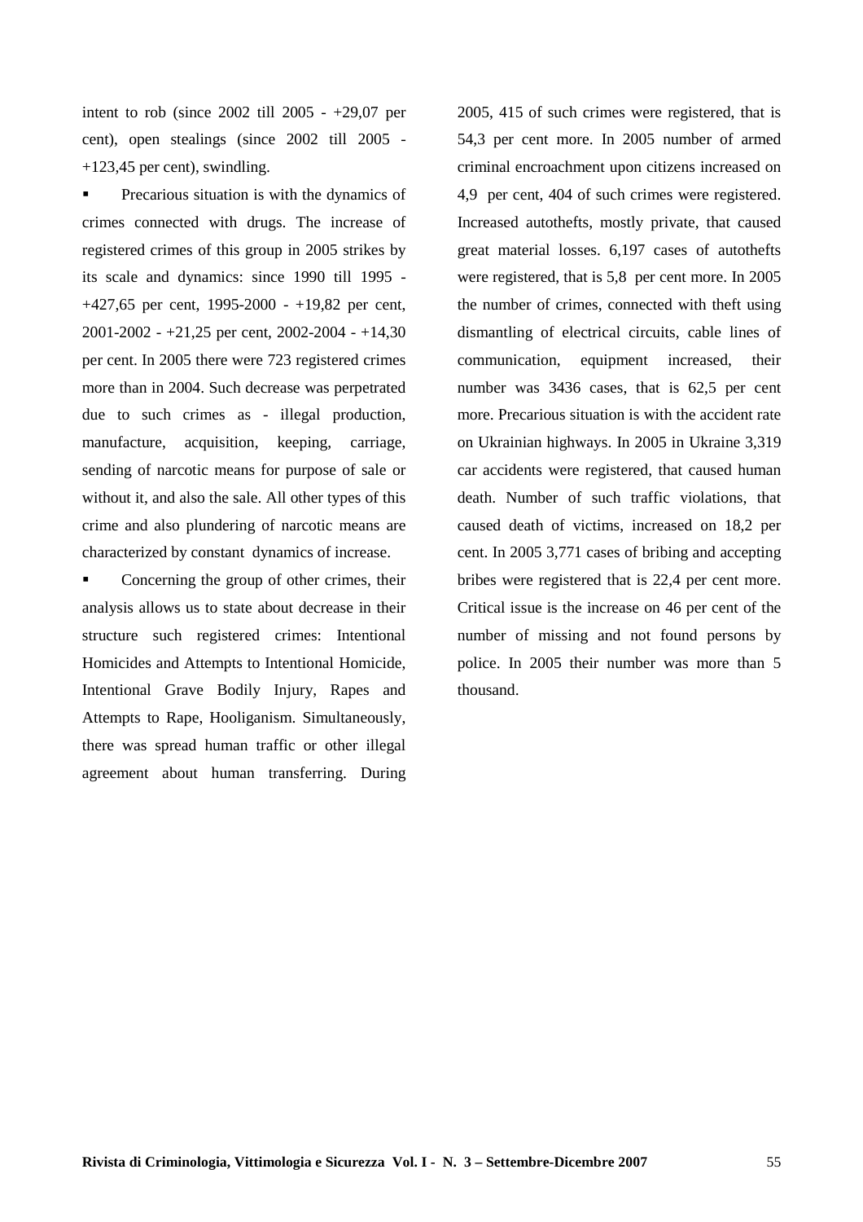intent to rob (since 2002 till 2005 - +29,07 per cent), open stealings (since 2002 till 2005 - +123,45 per cent), swindling.

- Precarious situation is with the dynamics of crimes connected with drugs. The increase of registered crimes of this group in 2005 strikes by its scale and dynamics: since 1990 till 1995 - +427,65 per cent, 1995-2000 - +19,82 per cent, 2001-2002 - +21,25 per cent, 2002-2004 - +14,30 per cent. In 2005 there were 723 registered crimes more than in 2004. Such decrease was perpetrated due to such crimes as - illegal production, manufacture, acquisition, keeping, carriage, sending of narcotic means for purpose of sale or without it, and also the sale. All other types of this crime and also plundering of narcotic means are characterized by constant dynamics of increase.
- Concerning the group of other crimes, their analysis allows us to state about decrease in their structure such registered crimes: Intentional Homicides and Attempts to Intentional Homicide, Intentional Grave Bodily Injury, Rapes and Attempts to Rape, Hooliganism. Simultaneously, there was spread human traffic or other illegal agreement about human transferring. During 2005, 415 of such crimes were registered, that is 54,3 per cent more. In 2005 number of armed criminal encroachment upon citizens increased on 4,9 per cent, 404 of such crimes were registered. Increased autothefts, mostly private, that caused great material losses. 6,197 cases of autothefts were registered, that is 5,8 per cent more. In 2005 the number of crimes, connected with theft using dismantling of electrical circuits, cable lines of communication, equipment increased, their number was 3436 cases, that is 62,5 per cent more. Precarious situation is with the accident rate on Ukrainian highways. In 2005 in Ukraine 3,319 car accidents were registered, that caused human death. Number of such traffic violations, that caused death of victims, increased on 18,2 per cent. In 2005 3,771 cases of bribing and accepting bribes were registered that is 22,4 per cent more. Critical issue is the increase on 46 per cent of the number of missing and not found persons by police. In 2005 their number was more than 5 thousand.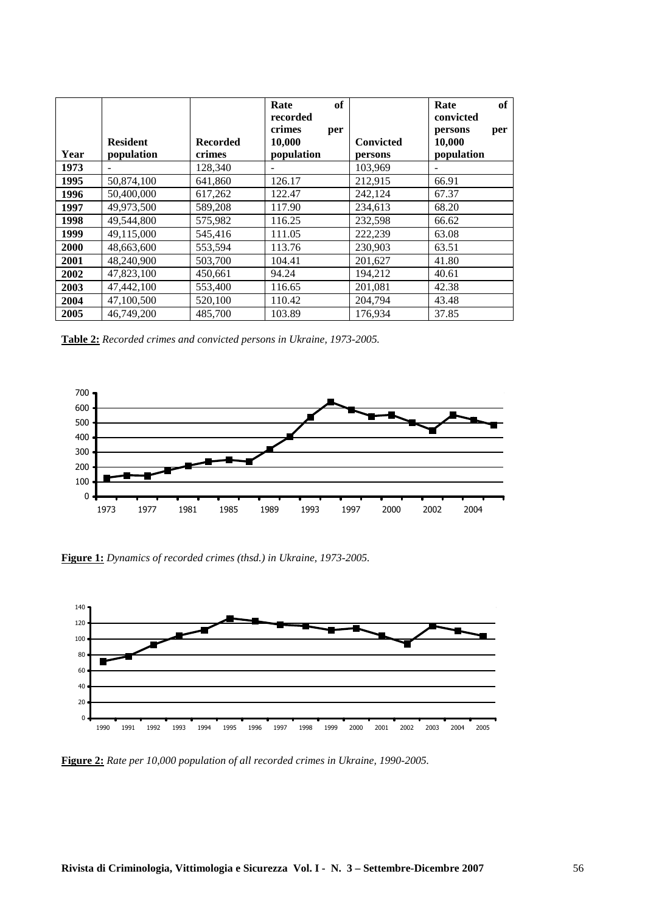| Year | Resident population | Recorded crimes | Rate of recorded crimes per 10,000 population | Convicted persons | Rate of convicted persons per 10,000 population |
|---|---|---|---|---|---|
| **1973** | - | 128,340 | - | 103,969 | - |
| **1995** | 50,874,100 | 641,860 | 126.17 | 212,915 | 66.91 |
| **1996** | 50,400,000 | 617,262 | 122.47 | 242,124 | 67.37 |
| **1997** | 49,973,500 | 589,208 | 117.90 | 234,613 | 68.20 |
| **1998** | 49,544,800 | 575,982 | 116.25 | 232,598 | 66.62 |
| **1999** | 49,115,000 | 545,416 | 111.05 | 222,239 | 63.08 |
| **2000** | 48,663,600 | 553,594 | 113.76 | 230,903 | 63.51 |
| **2001** | 48,240,900 | 503,700 | 104.41 | 201,627 | 41.80 |
| **2002** | 47,823,100 | 450,661 | 94.24 | 194,212 | 40.61 |
| **2003** | 47,442,100 | 553,400 | 116.65 | 201,081 | 42.38 |
| **2004** | 47,100,500 | 520,100 | 110.42 | 204,794 | 43.48 |
| **2005** | 46,749,200 | 485,700 | 103.89 | 176,934 | 37.85 |

**Table 2:** *Recorded crimes and convicted persons in Ukraine, 1973-2005.*

**Figure 1:** *Dynamics of recorded crimes (thsd.) in Ukraine, 1973-2005.*

**Figure 2:** *Rate per 10,000 population of all recorded crimes in Ukraine, 1990-2005.*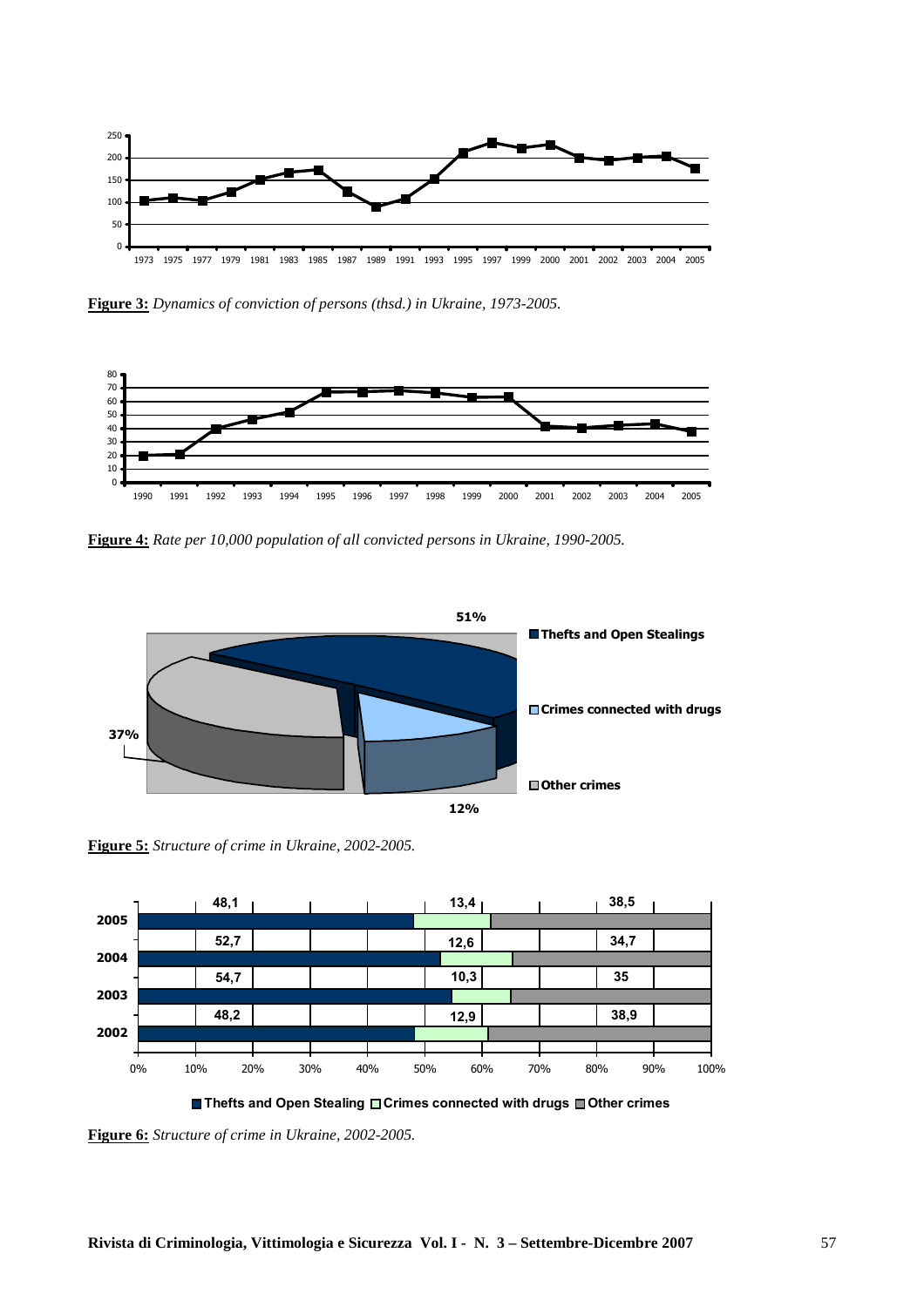**Figure 3:** *Dynamics of conviction of persons (thsd.) in Ukraine, 1973-2005.*

**Figure 4:** *Rate per 10,000 population of all convicted persons in Ukraine, 1990-2005.*

**Figure 5:** *Structure of crime in Ukraine, 2002-2005.*

**Figure 6:** *Structure of crime in Ukraine, 2002-2005.*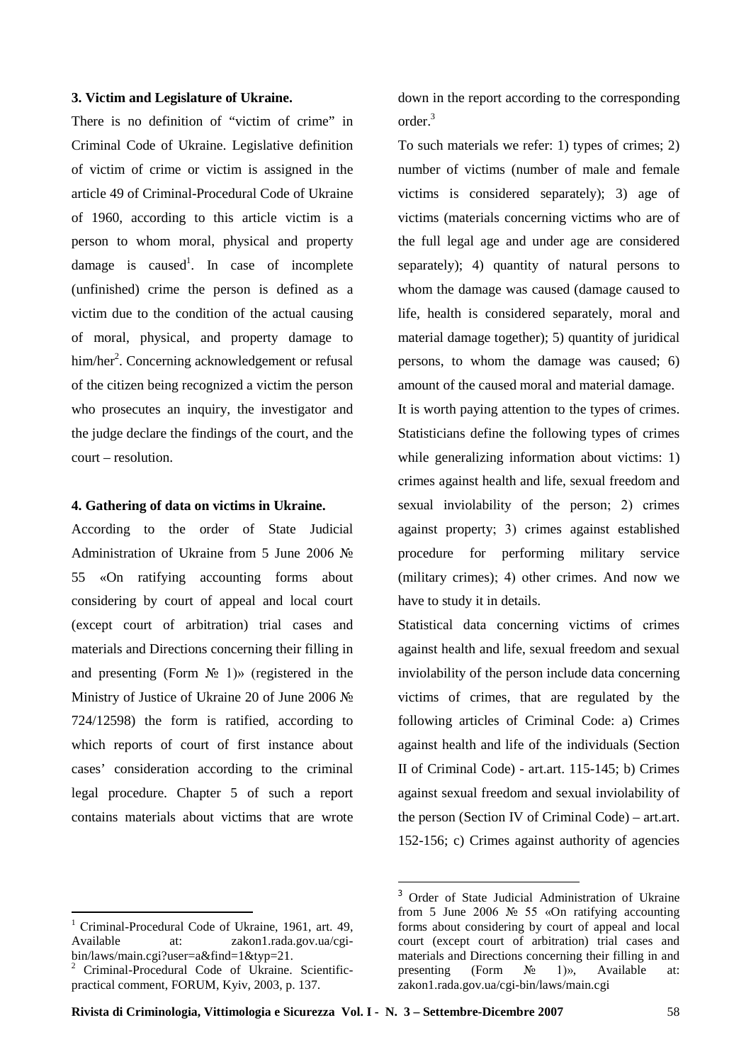### 3. Victim and Legislature of Ukraine.

There is no definition of "victim of crime" in Criminal Code of Ukraine. Legislative definition of victim of crime or victim is assigned in the article 49 of Criminal-Procedural Code of Ukraine of 1960, according to this article victim is a person to whom moral, physical and property damage is caused[1]. In case of incomplete (unfinished) crime the person is defined as a victim due to the condition of the actual causing of moral, physical, and property damage to him/her[2]. Concerning acknowledgement or refusal of the citizen being recognized a victim the person who prosecutes an inquiry, the investigator and the judge declare the findings of the court, and the court – resolution.

### 4. Gathering of data on victims in Ukraine.

According to the order of State Judicial Administration of Ukraine from 5 June 2006 № 55 «On ratifying accounting forms about considering by court of appeal and local court (except court of arbitration) trial cases and materials and Directions concerning their filling in and presenting (Form № 1)» (registered in the Ministry of Justice of Ukraine 20 of June 2006 № 724/12598) the form is ratified, according to which reports of court of first instance about cases' consideration according to the criminal legal procedure. Chapter 5 of such a report contains materials about victims that are wrote down in the report according to the corresponding order.[3]

To such materials we refer: 1) types of crimes; 2) number of victims (number of male and female victims is considered separately); 3) age of victims (materials concerning victims who are of the full legal age and under age are considered separately); 4) quantity of natural persons to whom the damage was caused (damage caused to life, health is considered separately, moral and material damage together); 5) quantity of juridical persons, to whom the damage was caused; 6) amount of the caused moral and material damage.

It is worth paying attention to the types of crimes. Statisticians define the following types of crimes while generalizing information about victims: 1) crimes against health and life, sexual freedom and sexual inviolability of the person; 2) crimes against property; 3) crimes against established procedure for performing military service (military crimes); 4) other crimes. And now we have to study it in details.

Statistical data concerning victims of crimes against health and life, sexual freedom and sexual inviolability of the person include data concerning victims of crimes, that are regulated by the following articles of Criminal Code: a) Crimes against health and life of the individuals (Section II of Criminal Code) - art.art. 115-145; b) Crimes against sexual freedom and sexual inviolability of the person (Section IV of Criminal Code) – art.art. 152-156; c) Crimes against authority of agencies

---

[1] Criminal-Procedural Code of Ukraine, 1961, art. 49, Available at: zakon1.rada.gov.ua/cgi-bin/laws/main.cgi?user=a&find=1&typ=21.

[2] Criminal-Procedural Code of Ukraine. Scientific-practical comment, FORUM, Kyiv, 2003, p. 137.

[3] Order of State Judicial Administration of Ukraine from 5 June 2006 № 55 «On ratifying accounting forms about considering by court of appeal and local court (except court of arbitration) trial cases and materials and Directions concerning their filling in and presenting (Form № 1)», Available at: zakon1.rada.gov.ua/cgi-bin/laws/main.cgi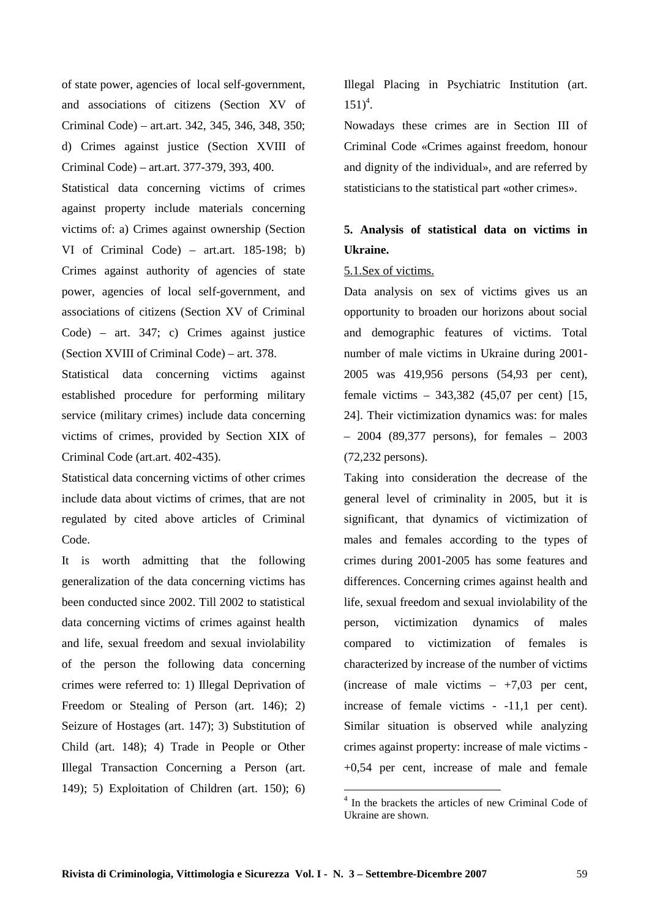of state power, agencies of local self-government, and associations of citizens (Section XV of Criminal Code) – art.art. 342, 345, 346, 348, 350; d) Crimes against justice (Section XVIII of Criminal Code) – art.art. 377-379, 393, 400.

Statistical data concerning victims of crimes against property include materials concerning victims of: a) Crimes against ownership (Section VI of Criminal Code) – art.art. 185-198; b) Crimes against authority of agencies of state power, agencies of local self-government, and associations of citizens (Section XV of Criminal Code) – art. 347; c) Crimes against justice (Section XVIII of Criminal Code) – art. 378.

Statistical data concerning victims against established procedure for performing military service (military crimes) include data concerning victims of crimes, provided by Section XIX of Criminal Code (art.art. 402-435).

Statistical data concerning victims of other crimes include data about victims of crimes, that are not regulated by cited above articles of Criminal Code.

It is worth admitting that the following generalization of the data concerning victims has been conducted since 2002. Till 2002 to statistical data concerning victims of crimes against health and life, sexual freedom and sexual inviolability of the person the following data concerning crimes were referred to: 1) Illegal Deprivation of Freedom or Stealing of Person (art. 146); 2) Seizure of Hostages (art. 147); 3) Substitution of Child (art. 148); 4) Trade in People or Other Illegal Transaction Concerning a Person (art. 149); 5) Exploitation of Children (art. 150); 6) Illegal Placing in Psychiatric Institution (art. 151)[4].

Nowadays these crimes are in Section III of Criminal Code «Crimes against freedom, honour and dignity of the individual», and are referred by statisticians to the statistical part «other crimes».

## 5. Analysis of statistical data on victims in Ukraine.

5.1.Sex of victims.

Data analysis on sex of victims gives us an opportunity to broaden our horizons about social and demographic features of victims. Total number of male victims in Ukraine during 2001-2005 was 419,956 persons (54,93 per cent), female victims – 343,382 (45,07 per cent) [15, 24]. Their victimization dynamics was: for males – 2004 (89,377 persons), for females – 2003 (72,232 persons).

Taking into consideration the decrease of the general level of criminality in 2005, but it is significant, that dynamics of victimization of males and females according to the types of crimes during 2001-2005 has some features and differences. Concerning crimes against health and life, sexual freedom and sexual inviolability of the person, victimization dynamics of males compared to victimization of females is characterized by increase of the number of victims (increase of male victims – +7,03 per cent, increase of female victims - -11,1 per cent). Similar situation is observed while analyzing crimes against property: increase of male victims - +0,54 per cent, increase of male and female

[4] In the brackets the articles of new Criminal Code of Ukraine are shown.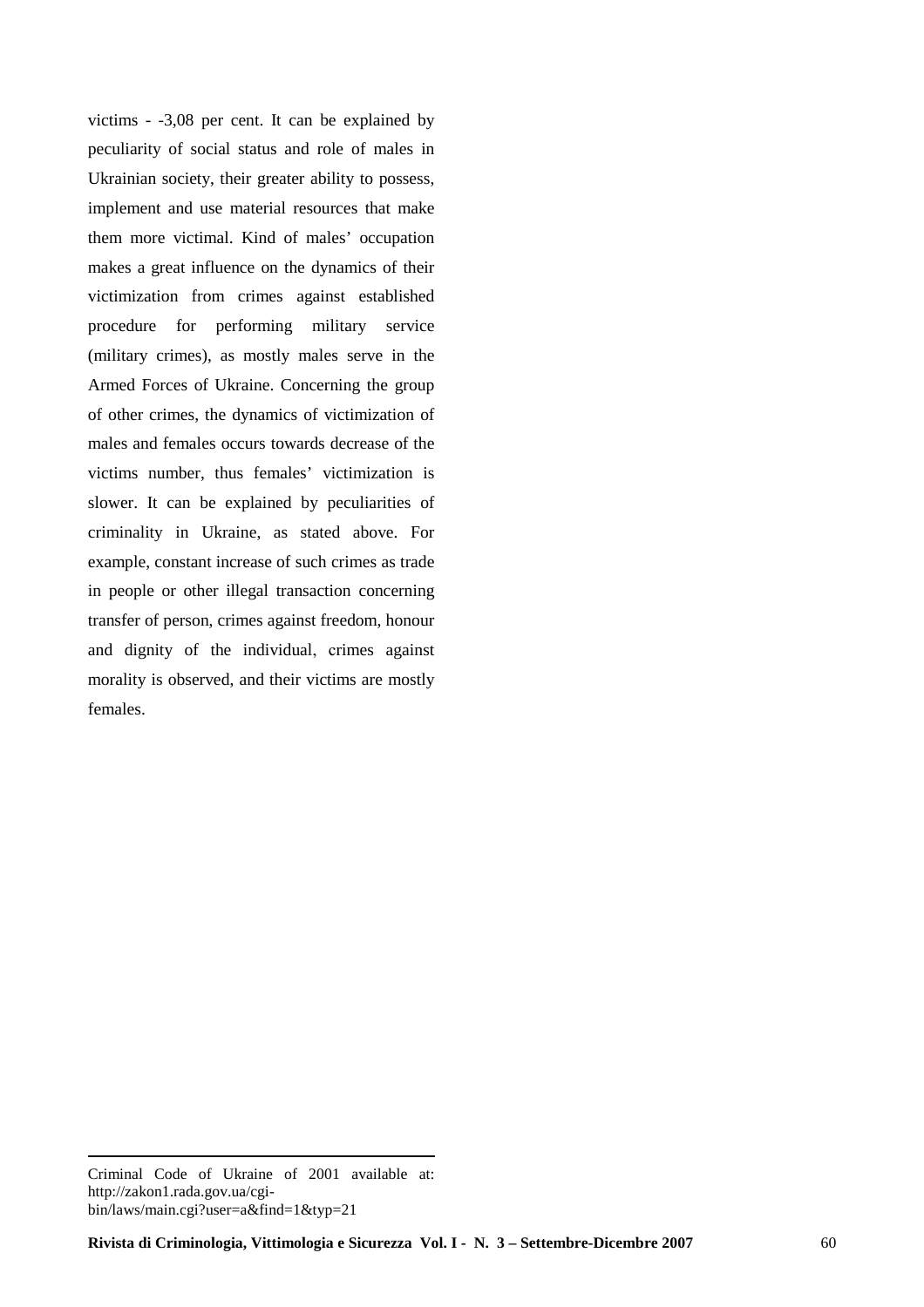victims - -3,08 per cent. It can be explained by peculiarity of social status and role of males in Ukrainian society, their greater ability to possess, implement and use material resources that make them more victimal. Kind of males' occupation makes a great influence on the dynamics of their victimization from crimes against established procedure for performing military service (military crimes), as mostly males serve in the Armed Forces of Ukraine. Concerning the group of other crimes, the dynamics of victimization of males and females occurs towards decrease of the victims number, thus females' victimization is slower. It can be explained by peculiarities of criminality in Ukraine, as stated above. For example, constant increase of such crimes as trade in people or other illegal transaction concerning transfer of person, crimes against freedom, honour and dignity of the individual, crimes against morality is observed, and their victims are mostly females.

---

Criminal Code of Ukraine of 2001 available at: http://zakon1.rada.gov.ua/cgi-bin/laws/main.cgi?user=a&find=1&typ=21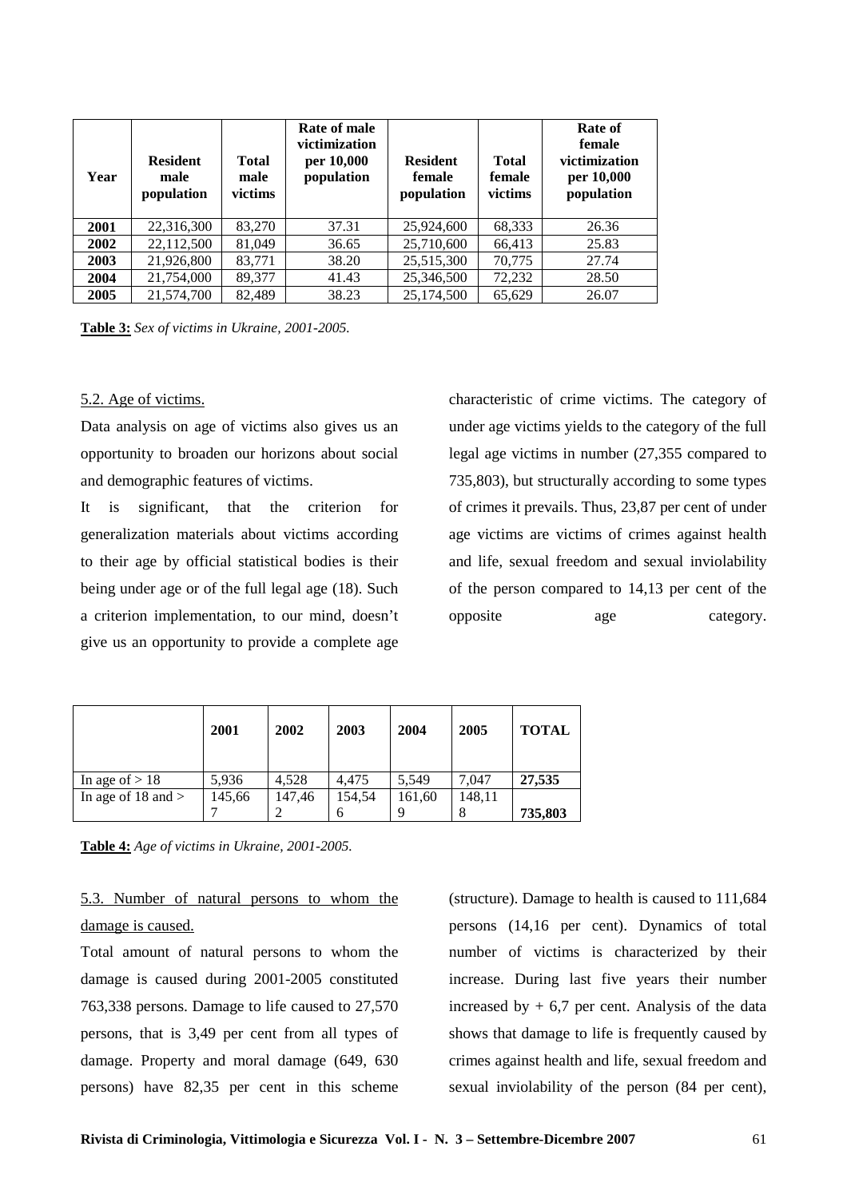| Year | Resident male population | Total male victims | Rate of male victimization per 10,000 population | Resident female population | Total female victims | Rate of female victimization per 10,000 population |
|---|---|---|---|---|---|---|
| **2001** | 22,316,300 | 83,270 | 37.31 | 25,924,600 | 68,333 | 26.36 |
| **2002** | 22,112,500 | 81,049 | 36.65 | 25,710,600 | 66,413 | 25.83 |
| **2003** | 21,926,800 | 83,771 | 38.20 | 25,515,300 | 70,775 | 27.74 |
| **2004** | 21,754,000 | 89,377 | 41.43 | 25,346,500 | 72,232 | 28.50 |
| **2005** | 21,574,700 | 82,489 | 38.23 | 25,174,500 | 65,629 | 26.07 |

**Table 3:** *Sex of victims in Ukraine, 2001-2005.*

5.2. Age of victims.

Data analysis on age of victims also gives us an opportunity to broaden our horizons about social and demographic features of victims.

It is significant, that the criterion for generalization materials about victims according to their age by official statistical bodies is their being under age or of the full legal age (18). Such a criterion implementation, to our mind, doesn't give us an opportunity to provide a complete age characteristic of crime victims. The category of under age victims yields to the category of the full legal age victims in number (27,355 compared to 735,803), but structurally according to some types of crimes it prevails. Thus, 23,87 per cent of under age victims are victims of crimes against health and life, sexual freedom and sexual inviolability of the person compared to 14,13 per cent of the opposite age category.

| | 2001 | 2002 | 2003 | 2004 | 2005 | TOTAL |
|---|---|---|---|---|---|---|
| In age of > 18 | 5,936 | 4,528 | 4,475 | 5,549 | 7,047 | **27,535** |
| In age of 18 and > | 145,667 | 147,462 | 154,546 | 161,609 | 148,118 | **735,803** |

**Table 4:** *Age of victims in Ukraine, 2001-2005.*

5.3. Number of natural persons to whom the damage is caused.

Total amount of natural persons to whom the damage is caused during 2001-2005 constituted 763,338 persons. Damage to life caused to 27,570 persons, that is 3,49 per cent from all types of damage. Property and moral damage (649, 630 persons) have 82,35 per cent in this scheme (structure). Damage to health is caused to 111,684 persons (14,16 per cent). Dynamics of total number of victims is characterized by their increase. During last five years their number increased by + 6,7 per cent. Analysis of the data shows that damage to life is frequently caused by crimes against health and life, sexual freedom and sexual inviolability of the person (84 per cent),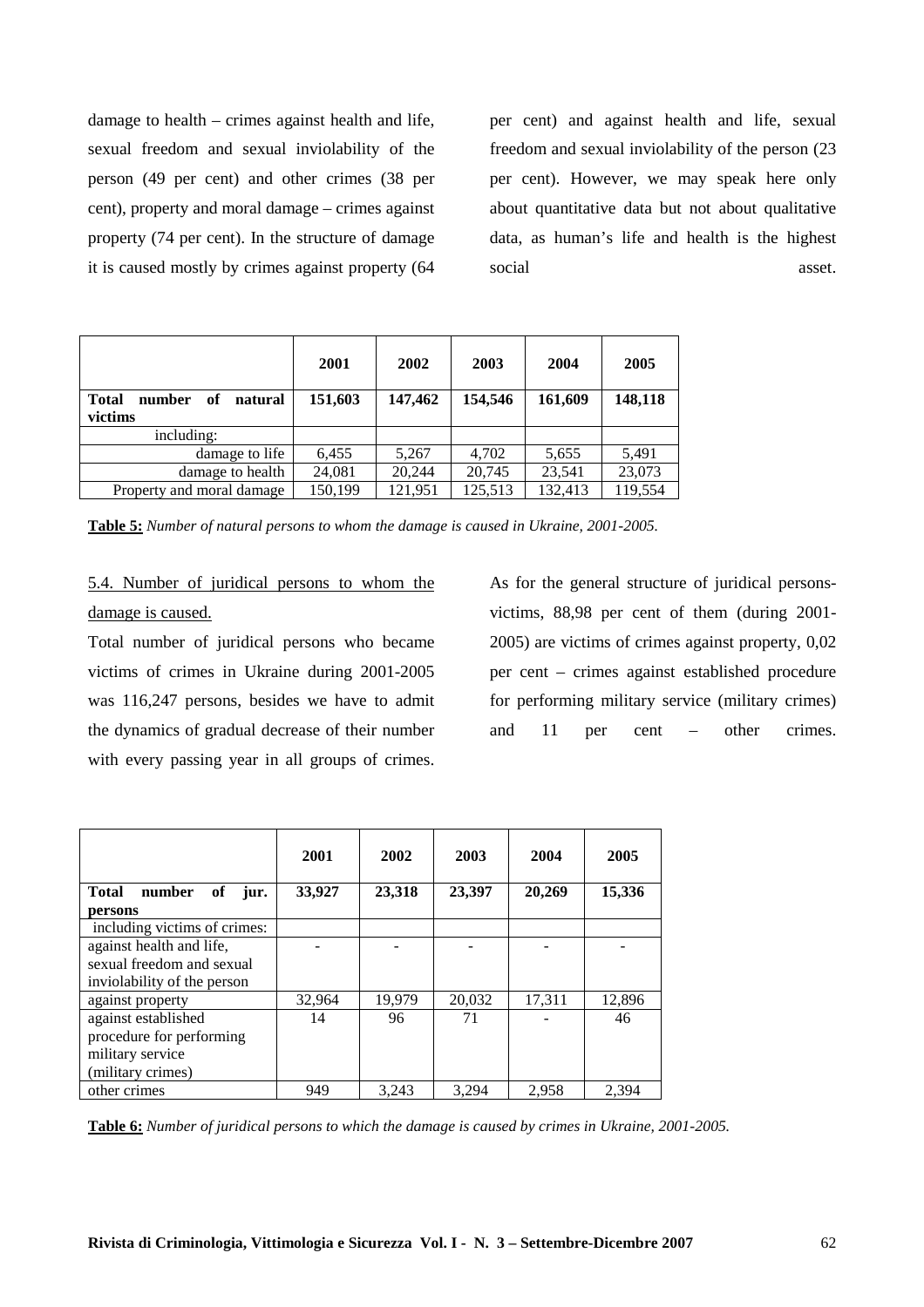damage to health – crimes against health and life, sexual freedom and sexual inviolability of the person (49 per cent) and other crimes (38 per cent), property and moral damage – crimes against property (74 per cent). In the structure of damage it is caused mostly by crimes against property (64 per cent) and against health and life, sexual freedom and sexual inviolability of the person (23 per cent). However, we may speak here only about quantitative data but not about qualitative data, as human's life and health is the highest social asset.

| | 2001 | 2002 | 2003 | 2004 | 2005 |
|---|---|---|---|---|---|
| **Total number of natural victims** | **151,603** | **147,462** | **154,546** | **161,609** | **148,118** |
| including: | | | | | |
| damage to life | 6,455 | 5,267 | 4,702 | 5,655 | 5,491 |
| damage to health | 24,081 | 20,244 | 20,745 | 23,541 | 23,073 |
| Property and moral damage | 150,199 | 121,951 | 125,513 | 132,413 | 119,554 |

**Table 5:** *Number of natural persons to whom the damage is caused in Ukraine, 2001-2005.*

5.4. Number of juridical persons to whom the damage is caused.

Total number of juridical persons who became victims of crimes in Ukraine during 2001-2005 was 116,247 persons, besides we have to admit the dynamics of gradual decrease of their number with every passing year in all groups of crimes. As for the general structure of juridical persons-victims, 88,98 per cent of them (during 2001-2005) are victims of crimes against property, 0,02 per cent – crimes against established procedure for performing military service (military crimes) and 11 per cent – other crimes.

| | 2001 | 2002 | 2003 | 2004 | 2005 |
|---|---|---|---|---|---|
| **Total number of jur. persons** | **33,927** | **23,318** | **23,397** | **20,269** | **15,336** |
| including victims of crimes: | | | | | |
| against health and life, sexual freedom and sexual inviolability of the person | - | - | - | - | - |
| against property | 32,964 | 19,979 | 20,032 | 17,311 | 12,896 |
| against established procedure for performing military service (military crimes) | 14 | 96 | 71 | - | 46 |
| other crimes | 949 | 3,243 | 3,294 | 2,958 | 2,394 |

**Table 6:** *Number of juridical persons to which the damage is caused by crimes in Ukraine, 2001-2005.*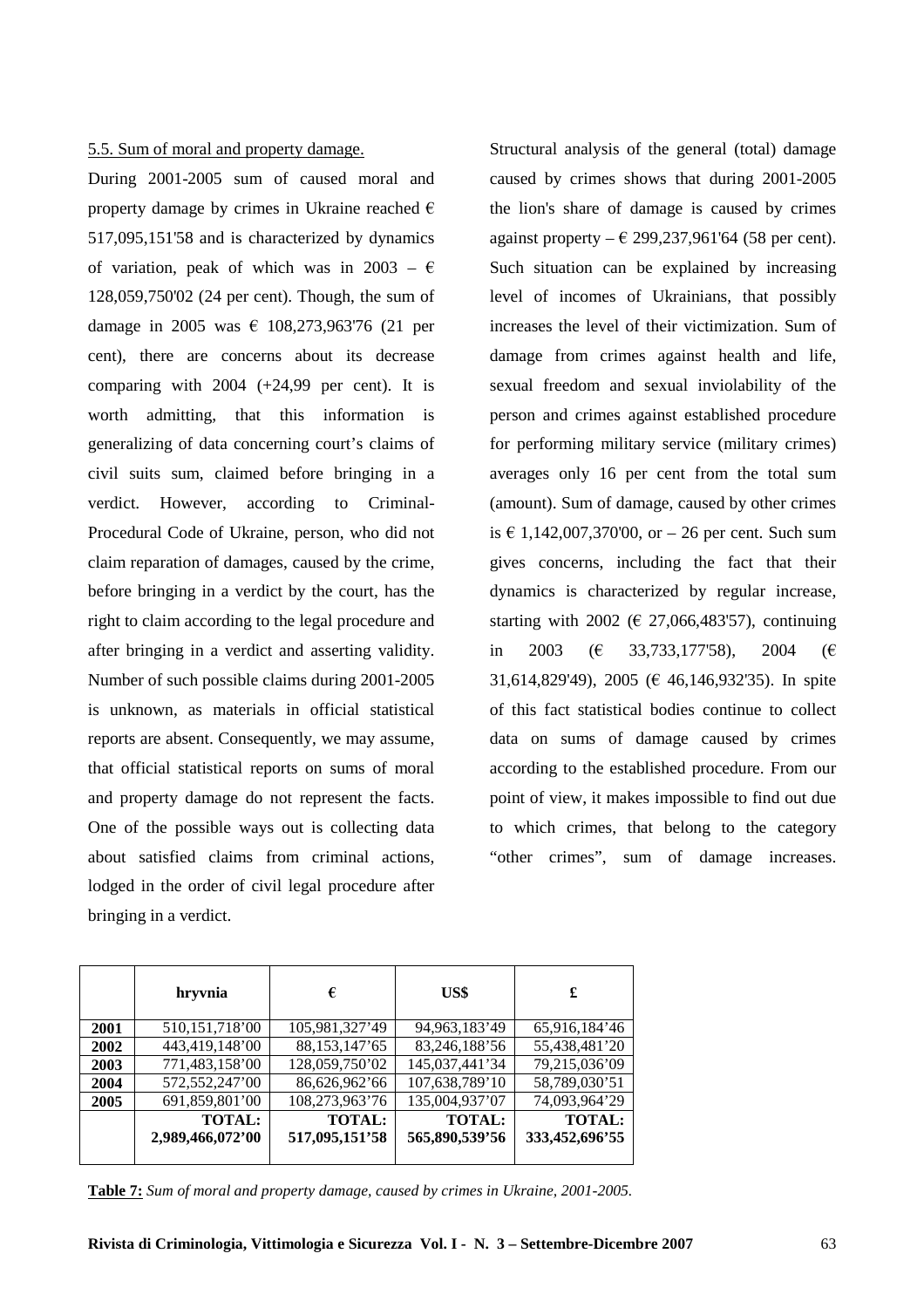5.5. Sum of moral and property damage.

During 2001-2005 sum of caused moral and property damage by crimes in Ukraine reached € 517,095,151'58 and is characterized by dynamics of variation, peak of which was in 2003 – € 128,059,750'02 (24 per cent). Though, the sum of damage in 2005 was € 108,273,963'76 (21 per cent), there are concerns about its decrease comparing with 2004 (+24,99 per cent). It is worth admitting, that this information is generalizing of data concerning court's claims of civil suits sum, claimed before bringing in a verdict. However, according to Criminal-Procedural Code of Ukraine, person, who did not claim reparation of damages, caused by the crime, before bringing in a verdict by the court, has the right to claim according to the legal procedure and after bringing in a verdict and asserting validity. Number of such possible claims during 2001-2005 is unknown, as materials in official statistical reports are absent. Consequently, we may assume, that official statistical reports on sums of moral and property damage do not represent the facts. One of the possible ways out is collecting data about satisfied claims from criminal actions, lodged in the order of civil legal procedure after bringing in a verdict.

Structural analysis of the general (total) damage caused by crimes shows that during 2001-2005 the lion's share of damage is caused by crimes against property – € 299,237,961'64 (58 per cent). Such situation can be explained by increasing level of incomes of Ukrainians, that possibly increases the level of their victimization. Sum of damage from crimes against health and life, sexual freedom and sexual inviolability of the person and crimes against established procedure for performing military service (military crimes) averages only 16 per cent from the total sum (amount). Sum of damage, caused by other crimes is € 1,142,007,370'00, or – 26 per cent. Such sum gives concerns, including the fact that their dynamics is characterized by regular increase, starting with 2002 (€ 27,066,483'57), continuing in 2003 (€ 33,733,177'58), 2004 (€ 31,614,829'49), 2005 (€ 46,146,932'35). In spite of this fact statistical bodies continue to collect data on sums of damage caused by crimes according to the established procedure. From our point of view, it makes impossible to find out due to which crimes, that belong to the category "other crimes", sum of damage increases.

| | hryvnia | € | US$ | £ |
|---|---|---|---|---|
| **2001** | 510,151,718'00 | 105,981,327'49 | 94,963,183'49 | 65,916,184'46 |
| **2002** | 443,419,148'00 | 88,153,147'65 | 83,246,188'56 | 55,438,481'20 |
| **2003** | 771,483,158'00 | 128,059,750'02 | 145,037,441'34 | 79,215,036'09 |
| **2004** | 572,552,247'00 | 86,626,962'66 | 107,638,789'10 | 58,789,030'51 |
| **2005** | 691,859,801'00 | 108,273,963'76 | 135,004,937'07 | 74,093,964'29 |
| | **TOTAL: 2,989,466,072'00** | **TOTAL: 517,095,151'58** | **TOTAL: 565,890,539'56** | **TOTAL: 333,452,696'55** |

**Table 7:** *Sum of moral and property damage, caused by crimes in Ukraine, 2001-2005.*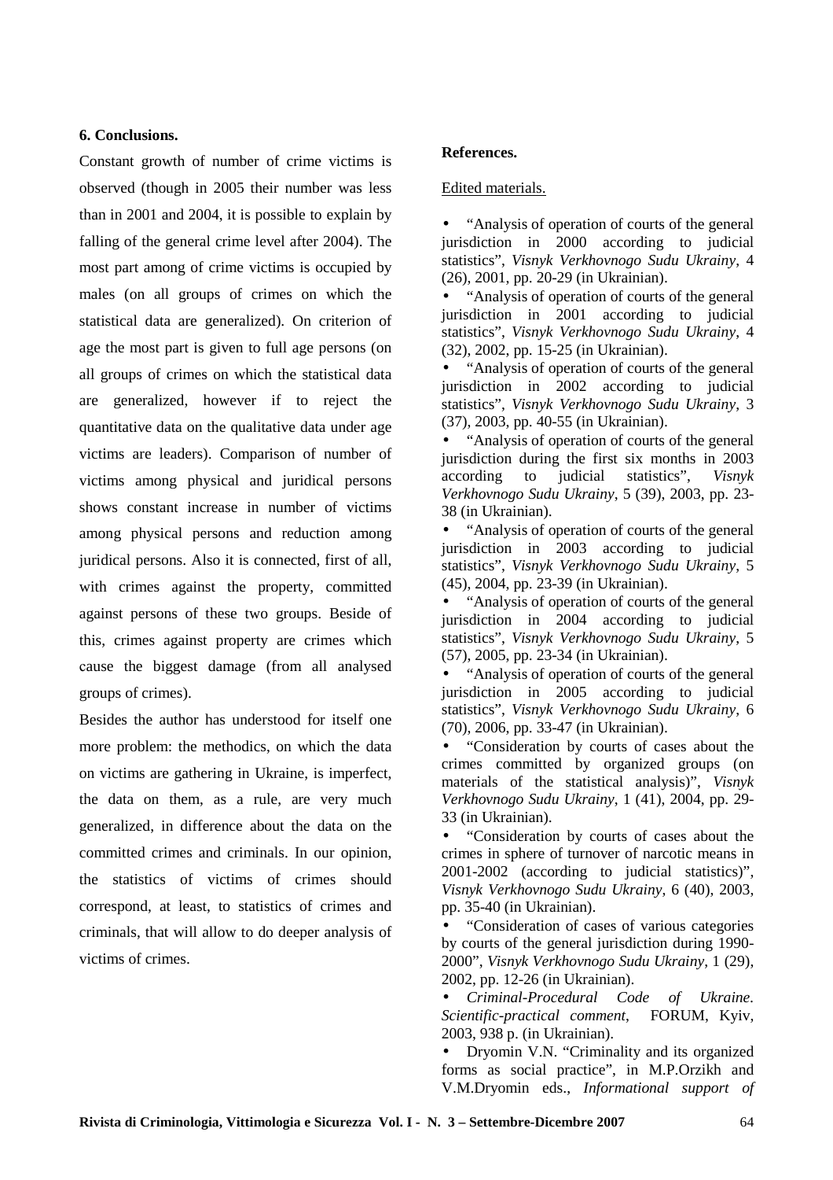**6. Conclusions.**

Constant growth of number of crime victims is observed (though in 2005 their number was less than in 2001 and 2004, it is possible to explain by falling of the general crime level after 2004). The most part among of crime victims is occupied by males (on all groups of crimes on which the statistical data are generalized). On criterion of age the most part is given to full age persons (on all groups of crimes on which the statistical data are generalized, however if to reject the quantitative data on the qualitative data under age victims are leaders). Comparison of number of victims among physical and juridical persons shows constant increase in number of victims among physical persons and reduction among juridical persons. Also it is connected, first of all, with crimes against the property, committed against persons of these two groups. Beside of this, crimes against property are crimes which cause the biggest damage (from all analysed groups of crimes).

Besides the author has understood for itself one more problem: the methodics, on which the data on victims are gathering in Ukraine, is imperfect, the data on them, as a rule, are very much generalized, in difference about the data on the committed crimes and criminals. In our opinion, the statistics of victims of crimes should correspond, at least, to statistics of crimes and criminals, that will allow to do deeper analysis of victims of crimes.

**References.**

Edited materials.

- "Analysis of operation of courts of the general jurisdiction in 2000 according to judicial statistics", *Visnyk Verkhovnogo Sudu Ukrainy*, 4 (26), 2001, pp. 20-29 (in Ukrainian).
- "Analysis of operation of courts of the general jurisdiction in 2001 according to judicial statistics", *Visnyk Verkhovnogo Sudu Ukrainy*, 4 (32), 2002, pp. 15-25 (in Ukrainian).
- "Analysis of operation of courts of the general jurisdiction in 2002 according to judicial statistics", *Visnyk Verkhovnogo Sudu Ukrainy*, 3 (37), 2003, pp. 40-55 (in Ukrainian).
- "Analysis of operation of courts of the general jurisdiction during the first six months in 2003 according to judicial statistics", *Visnyk Verkhovnogo Sudu Ukrainy*, 5 (39), 2003, pp. 23-38 (in Ukrainian).
- "Analysis of operation of courts of the general jurisdiction in 2003 according to judicial statistics", *Visnyk Verkhovnogo Sudu Ukrainy*, 5 (45), 2004, pp. 23-39 (in Ukrainian).
- "Analysis of operation of courts of the general jurisdiction in 2004 according to judicial statistics", *Visnyk Verkhovnogo Sudu Ukrainy*, 5 (57), 2005, pp. 23-34 (in Ukrainian).
- "Analysis of operation of courts of the general jurisdiction in 2005 according to judicial statistics", *Visnyk Verkhovnogo Sudu Ukrainy*, 6 (70), 2006, pp. 33-47 (in Ukrainian).
- "Consideration by courts of cases about the crimes committed by organized groups (on materials of the statistical analysis)", *Visnyk Verkhovnogo Sudu Ukrainy*, 1 (41), 2004, pp. 29-33 (in Ukrainian).
- "Consideration by courts of cases about the crimes in sphere of turnover of narcotic means in 2001-2002 (according to judicial statistics)", *Visnyk Verkhovnogo Sudu Ukrainy*, 6 (40), 2003, pp. 35-40 (in Ukrainian).
- "Consideration of cases of various categories by courts of the general jurisdiction during 1990-2000", *Visnyk Verkhovnogo Sudu Ukrainy*, 1 (29), 2002, pp. 12-26 (in Ukrainian).
- *Criminal-Procedural Code of Ukraine. Scientific-practical comment*, FORUM, Kyiv, 2003, 938 p. (in Ukrainian).
- Dryomin V.N. "Criminality and its organized forms as social practice", in M.P.Orzikh and V.M.Dryomin eds., *Informational support of*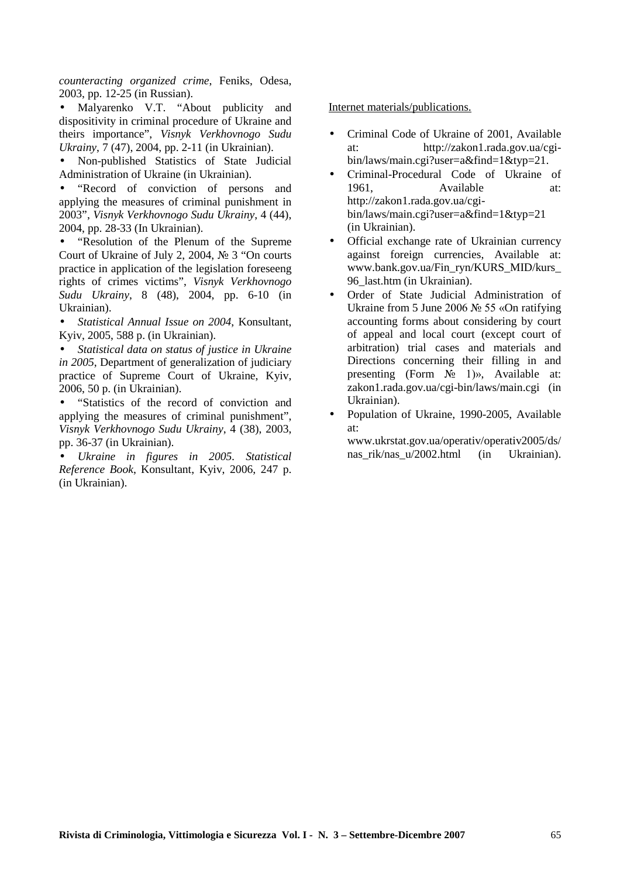*counteracting organized crime*, Feniks, Odesa, 2003, pp. 12-25 (in Russian).

- Malyarenko V.T. "About publicity and dispositivity in criminal procedure of Ukraine and theirs importance", *Visnyk Verkhovnogo Sudu Ukrainy*, 7 (47), 2004, pp. 2-11 (in Ukrainian).
- Non-published Statistics of State Judicial Administration of Ukraine (in Ukrainian).
- "Record of conviction of persons and applying the measures of criminal punishment in 2003", *Visnyk Verkhovnogo Sudu Ukrainy*, 4 (44), 2004, pp. 28-33 (In Ukrainian).
- "Resolution of the Plenum of the Supreme Court of Ukraine of July 2, 2004, № 3 "On courts practice in application of the legislation foreseeng rights of crimes victims", *Visnyk Verkhovnogo Sudu Ukrainy*, 8 (48), 2004, pp. 6-10 (in Ukrainian).
- *Statistical Annual Issue on 2004*, Konsultant, Kyiv, 2005, 588 p. (in Ukrainian).
- *Statistical data on status of justice in Ukraine in 2005*, Department of generalization of judiciary practice of Supreme Court of Ukraine, Kyiv, 2006, 50 p. (in Ukrainian).
- "Statistics of the record of conviction and applying the measures of criminal punishment", *Visnyk Verkhovnogo Sudu Ukrainy*, 4 (38), 2003, pp. 36-37 (in Ukrainian).
- *Ukraine in figures in 2005. Statistical Reference Book*, Konsultant, Kyiv, 2006, 247 p. (in Ukrainian).

Internet materials/publications.

- Criminal Code of Ukraine of 2001, Available at: http://zakon1.rada.gov.ua/cgi-bin/laws/main.cgi?user=a&find=1&typ=21.
- Criminal-Procedural Code of Ukraine of 1961, Available at: http://zakon1.rada.gov.ua/cgi-bin/laws/main.cgi?user=a&find=1&typ=21 (in Ukrainian).
- Official exchange rate of Ukrainian currency against foreign currencies, Available at: www.bank.gov.ua/Fin_ryn/KURS_MID/kurs_96_last.htm (in Ukrainian).
- Order of State Judicial Administration of Ukraine from 5 June 2006 № 55 «On ratifying accounting forms about considering by court of appeal and local court (except court of arbitration) trial cases and materials and Directions concerning their filling in and presenting (Form № 1)», Available at: zakon1.rada.gov.ua/cgi-bin/laws/main.cgi (in Ukrainian).
- Population of Ukraine, 1990-2005, Available at: www.ukrstat.gov.ua/operativ/operativ2005/ds/nas_rik/nas_u/2002.html (in Ukrainian).